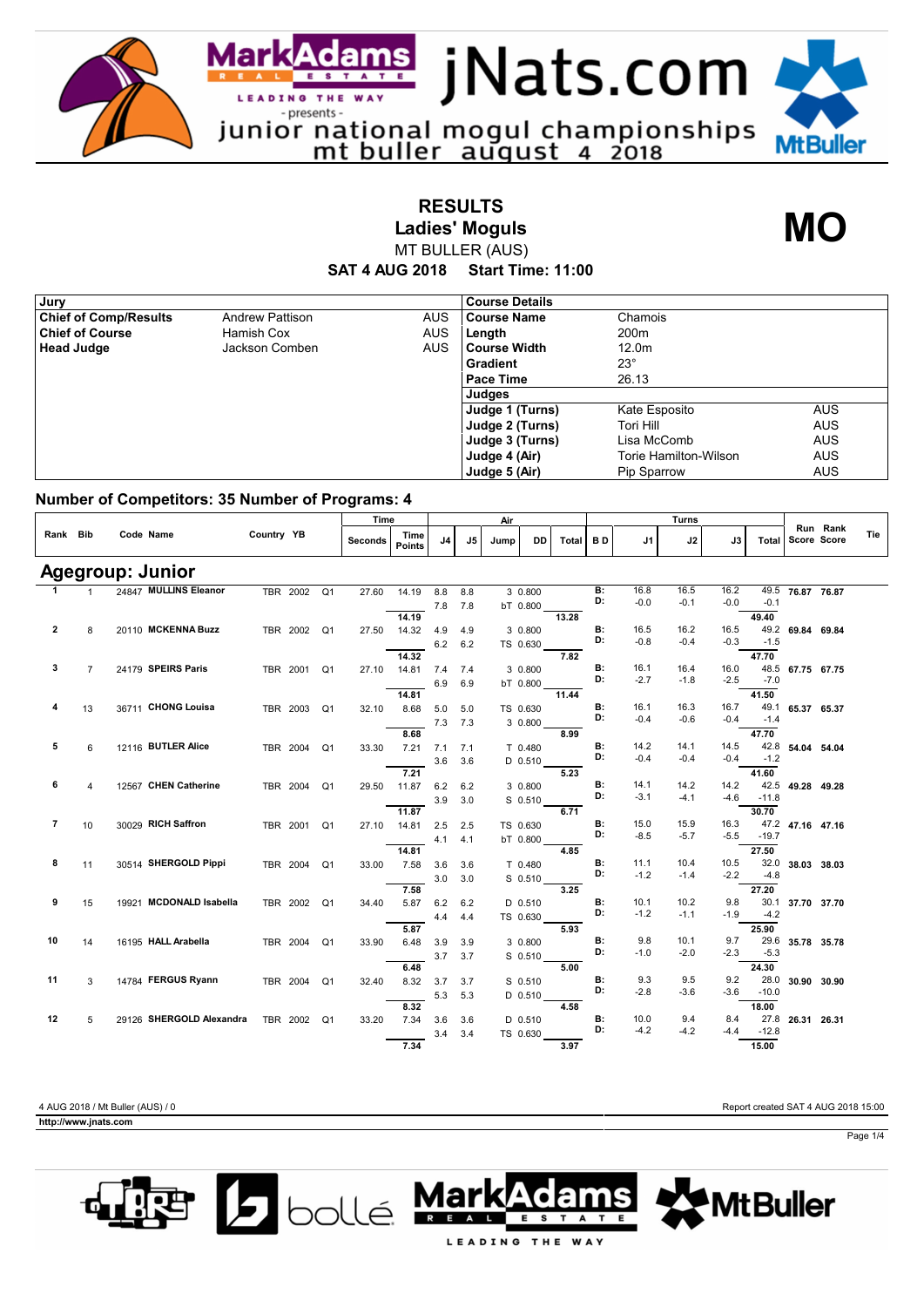junior national mogul championships mt buller august 4 2018

# RESULTS
## Ladies' Moguls
MT BULLER (AUS)

**SAT 4 AUG 2018 Start Time: 11:00**

**MO**

| Jury | | |
|---|---|---|
| **Chief of Comp/Results** | Andrew Pattison | AUS |
| **Chief of Course** | Hamish Cox | AUS |
| **Head Judge** | Jackson Comben | AUS |

| Course Details | | |
|---|---|---|
| **Course Name** | Chamois | |
| **Length** | 200m | |
| **Course Width** | 12.0m | |
| **Gradient** | 23° | |
| **Pace Time** | 26.13 | |
| **Judges** | | |
| **Judge 1 (Turns)** | Kate Esposito | AUS |
| **Judge 2 (Turns)** | Tori Hill | AUS |
| **Judge 3 (Turns)** | Lisa McComb | AUS |
| **Judge 4 (Air)** | Torie Hamilton-Wilson | AUS |
| **Judge 5 (Air)** | Pip Sparrow | AUS |

### Number of Competitors: 35 Number of Programs: 4

## Agegroup: Junior

| Rank | Bib | Code | Name | Country | YB | | Time Seconds | Time Points | Air J4 | Air J5 | Air Jump | Air DD | Air Total | Turns B D | Turns J1 | Turns J2 | Turns J3 | Turns Total | Run Score | Rank Score | Tie |
|---|---|---|---|---|---|---|---|---|---|---|---|---|---|---|---|---|---|---|---|---|---|
| 1 | 1 | 24847 | **MULLINS Eleanor** | TBR | 2002 | Q1 | 27.60 | 14.19 | 8.8 | 8.8 | 3 | 0.800 | | B: | 16.8 | 16.5 | 16.2 | 49.5 | **76.87** | **76.87** | |
| | | | | | | | | | 7.8 | 7.8 | bT | 0.800 | | D: | -0.0 | -0.1 | -0.0 | -0.1 | | | |
| | | | | | | | | **14.19** | | | | | **13.28** | | | | | **49.40** | | | |
| 2 | 8 | 20110 | **MCKENNA Buzz** | TBR | 2002 | Q1 | 27.50 | 14.32 | 4.9 | 4.9 | 3 | 0.800 | | B: | 16.5 | 16.2 | 16.5 | 49.2 | **69.84** | **69.84** | |
| | | | | | | | | | 6.2 | 6.2 | TS | 0.630 | | D: | -0.8 | -0.4 | -0.3 | -1.5 | | | |
| | | | | | | | | **14.32** | | | | | **7.82** | | | | | **47.70** | | | |
| 3 | 7 | 24179 | **SPEIRS Paris** | TBR | 2001 | Q1 | 27.10 | 14.81 | 7.4 | 7.4 | 3 | 0.800 | | B: | 16.1 | 16.4 | 16.0 | 48.5 | **67.75** | **67.75** | |
| | | | | | | | | | 6.9 | 6.9 | bT | 0.800 | | D: | -2.7 | -1.8 | -2.5 | -7.0 | | | |
| | | | | | | | | **14.81** | | | | | **11.44** | | | | | **41.50** | | | |
| 4 | 13 | 36711 | **CHONG Louisa** | TBR | 2003 | Q1 | 32.10 | 8.68 | 5.0 | 5.0 | TS | 0.630 | | B: | 16.1 | 16.3 | 16.7 | 49.1 | **65.37** | **65.37** | |
| | | | | | | | | | 7.3 | 7.3 | 3 | 0.800 | | D: | -0.4 | -0.6 | -0.4 | -1.4 | | | |
| | | | | | | | | **8.68** | | | | | **8.99** | | | | | **47.70** | | | |
| 5 | 6 | 12116 | **BUTLER Alice** | TBR | 2004 | Q1 | 33.30 | 7.21 | 7.1 | 7.1 | T | 0.480 | | B: | 14.2 | 14.1 | 14.5 | 42.8 | **54.04** | **54.04** | |
| | | | | | | | | | 3.6 | 3.6 | D | 0.510 | | D: | -0.4 | -0.4 | -0.4 | -1.2 | | | |
| | | | | | | | | **7.21** | | | | | **5.23** | | | | | **41.60** | | | |
| 6 | 4 | 12567 | **CHEN Catherine** | TBR | 2004 | Q1 | 29.50 | 11.87 | 6.2 | 6.2 | 3 | 0.800 | | B: | 14.1 | 14.2 | 14.2 | 42.5 | **49.28** | **49.28** | |
| | | | | | | | | | 3.9 | 3.0 | S | 0.510 | | D: | -3.1 | -4.1 | -4.6 | -11.8 | | | |
| | | | | | | | | **11.87** | | | | | **6.71** | | | | | **30.70** | | | |
| 7 | 10 | 30029 | **RICH Saffron** | TBR | 2001 | Q1 | 27.10 | 14.81 | 2.5 | 2.5 | TS | 0.630 | | B: | 15.0 | 15.9 | 16.3 | 47.2 | **47.16** | **47.16** | |
| | | | | | | | | | 4.1 | 4.1 | bT | 0.800 | | D: | -8.5 | -5.7 | -5.5 | -19.7 | | | |
| | | | | | | | | **14.81** | | | | | **4.85** | | | | | **27.50** | | | |
| 8 | 11 | 30514 | **SHERGOLD Pippi** | TBR | 2004 | Q1 | 33.00 | 7.58 | 3.6 | 3.6 | T | 0.480 | | B: | 11.1 | 10.4 | 10.5 | 32.0 | **38.03** | **38.03** | |
| | | | | | | | | | 3.0 | 3.0 | S | 0.510 | | D: | -1.2 | -1.4 | -2.2 | -4.8 | | | |
| | | | | | | | | **7.58** | | | | | **3.25** | | | | | **27.20** | | | |
| 9 | 15 | 19921 | **MCDONALD Isabella** | TBR | 2002 | Q1 | 34.40 | 5.87 | 6.2 | 6.2 | D | 0.510 | | B: | 10.1 | 10.2 | 9.8 | 30.1 | **37.70** | **37.70** | |
| | | | | | | | | | 4.4 | 4.4 | TS | 0.630 | | D: | -1.2 | -1.1 | -1.9 | -4.2 | | | |
| | | | | | | | | **5.87** | | | | | **5.93** | | | | | **25.90** | | | |
| 10 | 14 | 16195 | **HALL Arabella** | TBR | 2004 | Q1 | 33.90 | 6.48 | 3.9 | 3.9 | 3 | 0.800 | | B: | 9.8 | 10.1 | 9.7 | 29.6 | **35.78** | **35.78** | |
| | | | | | | | | | 3.7 | 3.7 | S | 0.510 | | D: | -1.0 | -2.0 | -2.3 | -5.3 | | | |
| | | | | | | | | **6.48** | | | | | **5.00** | | | | | **24.30** | | | |
| 11 | 3 | 14784 | **FERGUS Ryann** | TBR | 2004 | Q1 | 32.40 | 8.32 | 3.7 | 3.7 | S | 0.510 | | B: | 9.3 | 9.5 | 9.2 | 28.0 | **30.90** | **30.90** | |
| | | | | | | | | | 5.3 | 5.3 | D | 0.510 | | D: | -2.8 | -3.6 | -3.6 | -10.0 | | | |
| | | | | | | | | **8.32** | | | | | **4.58** | | | | | **18.00** | | | |
| 12 | 5 | 29126 | **SHERGOLD Alexandra** | TBR | 2002 | Q1 | 33.20 | 7.34 | 3.6 | 3.6 | D | 0.510 | | B: | 10.0 | 9.4 | 8.4 | 27.8 | **26.31** | **26.31** | |
| | | | | | | | | | 3.4 | 3.4 | TS | 0.630 | | D: | -4.2 | -4.2 | -4.4 | -12.8 | | | |
| | | | | | | | | **7.34** | | | | | **3.97** | | | | | **15.00** | | | |

4 AUG 2018 / Mt Buller (AUS) / 0

Report created SAT 4 AUG 2018 15:00

**http://www.jnats.com**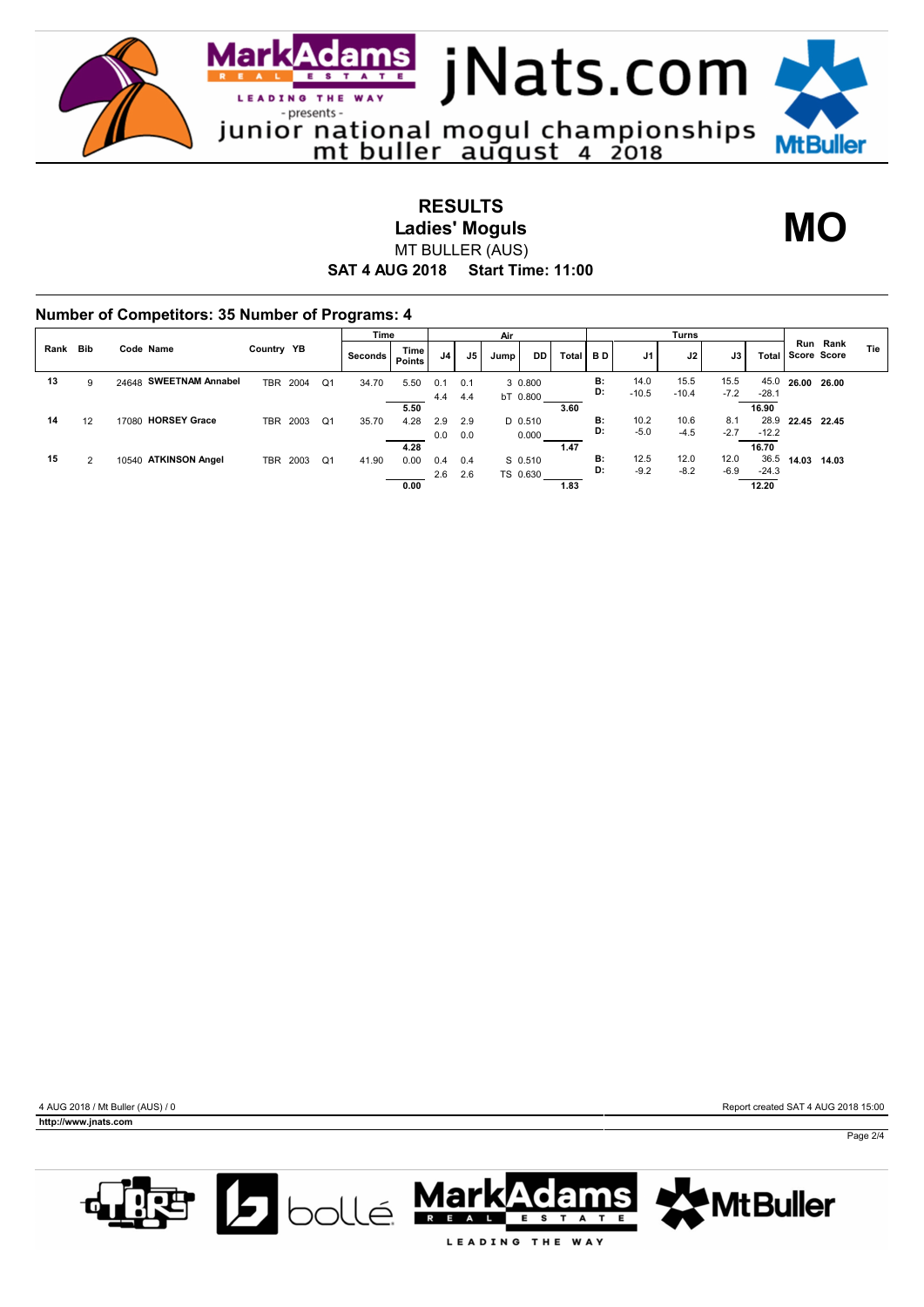junior national mogul championships mt buller august 4 2018

# RESULTS
## Ladies' Moguls
MT BULLER (AUS)

**SAT 4 AUG 2018 Start Time: 11:00**

**MO**

### Number of Competitors: 35 Number of Programs: 4

| Rank | Bib | Code | Name | Country | YB | | Time Seconds | Time Points | Air J4 | Air J5 | Air Jump | Air DD | Air Total | B D | Turns J1 | Turns J2 | Turns J3 | Turns Total | Run Score | Rank Score | Tie |
|---|---|---|---|---|---|---|---|---|---|---|---|---|---|---|---|---|---|---|---|---|---|
| 13 | 9 | 24648 | **SWEETNAM Annabel** | TBR | 2004 | Q1 | 34.70 | 5.50 | 0.1 | 0.1 | 3 | 0.800 | | B: | 14.0 | 15.5 | 15.5 | 45.0 | **26.00** | **26.00** | |
| | | | | | | | | | 4.4 | 4.4 | bT | 0.800 | | D: | -10.5 | -10.4 | -7.2 | -28.1 | | | |
| | | | | | | | | **5.50** | | | | | **3.60** | | | | | **16.90** | | | |
| 14 | 12 | 17080 | **HORSEY Grace** | TBR | 2003 | Q1 | 35.70 | 4.28 | 2.9 | 2.9 | D | 0.510 | | B: | 10.2 | 10.6 | 8.1 | 28.9 | **22.45** | **22.45** | |
| | | | | | | | | | 0.0 | 0.0 | | 0.000 | | D: | -5.0 | -4.5 | -2.7 | -12.2 | | | |
| | | | | | | | | **4.28** | | | | | **1.47** | | | | | **16.70** | | | |
| 15 | 2 | 10540 | **ATKINSON Angel** | TBR | 2003 | Q1 | 41.90 | 0.00 | 0.4 | 0.4 | S | 0.510 | | B: | 12.5 | 12.0 | 12.0 | 36.5 | **14.03** | **14.03** | |
| | | | | | | | | | 2.6 | 2.6 | TS | 0.630 | | D: | -9.2 | -8.2 | -6.9 | -24.3 | | | |
| | | | | | | | | **0.00** | | | | | **1.83** | | | | | **12.20** | | | |

4 AUG 2018 / Mt Buller (AUS) / 0

Report created SAT 4 AUG 2018 15:00

**http://www.jnats.com**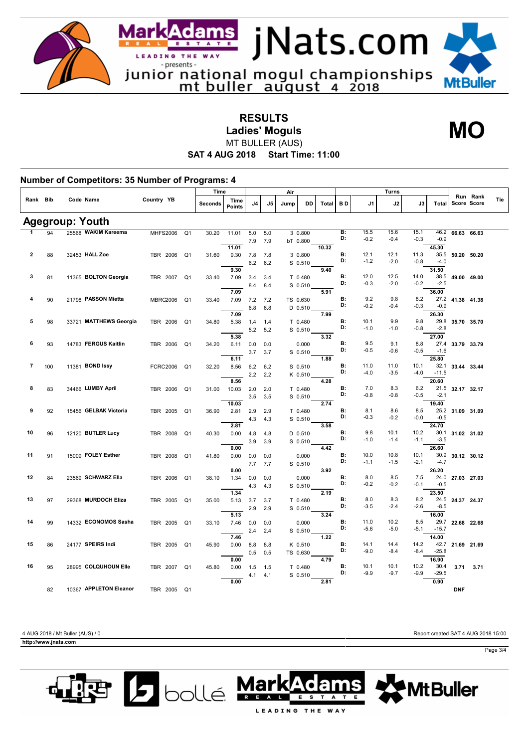# RESULTS
## Ladies' Moguls
MT BULLER (AUS)

**SAT 4 AUG 2018 Start Time: 11:00**

**MO**

### Number of Competitors: 35 Number of Programs: 4

## Agegroup: Youth

| Rank | Bib | Code | Name | Country | YB | | Time Seconds | Time Points | Air J4 | Air J5 | Jump | DD | Air Total | B D | Turns J1 | Turns J2 | Turns J3 | Turns Total | Run Score | Rank Score | Tie |
|---|---|---|---|---|---|---|---|---|---|---|---|---|---|---|---|---|---|---|---|---|---|
| 1 | 94 | 25568 | WAKIM Kareema | MHFS | 2006 | Q1 | 30.20 | 11.01 | 5.0 | 5.0 | 3 | 0.800 | | B: | 15.5 | 15.6 | 15.1 | 46.2 | 66.63 | 66.63 | |
| | | | | | | | | | 7.9 | 7.9 | bT | 0.800 | | D: | -0.2 | -0.4 | -0.3 | -0.9 | | | |
| | | | | | | | | 11.01 | | | | | 10.32 | | | | | 45.30 | | | |
| 2 | 88 | 32453 | HALL Zoe | TBR | 2006 | Q1 | 31.60 | 9.30 | 7.8 | 7.8 | 3 | 0.800 | | B: | 12.1 | 12.1 | 11.3 | 35.5 | 50.20 | 50.20 | |
| | | | | | | | | | 6.2 | 6.2 | S | 0.510 | | D: | -1.2 | -2.0 | -0.8 | -4.0 | | | |
| | | | | | | | | 9.30 | | | | | 9.40 | | | | | 31.50 | | | |
| 3 | 81 | 11365 | BOLTON Georgia | TBR | 2007 | Q1 | 33.40 | 7.09 | 3.4 | 3.4 | T | 0.480 | | B: | 12.0 | 12.5 | 14.0 | 38.5 | 49.00 | 49.00 | |
| | | | | | | | | | 8.4 | 8.4 | S | 0.510 | | D: | -0.3 | -2.0 | -0.2 | -2.5 | | | |
| | | | | | | | | 7.09 | | | | | 5.91 | | | | | 36.00 | | | |
| 4 | 90 | 21798 | PASSON Mietta | MBRC | 2006 | Q1 | 33.40 | 7.09 | 7.2 | 7.2 | TS | 0.630 | | B: | 9.2 | 9.8 | 8.2 | 27.2 | 41.38 | 41.38 | |
| | | | | | | | | | 6.8 | 6.8 | D | 0.510 | | D: | -0.2 | -0.4 | -0.3 | -0.9 | | | |
| | | | | | | | | 7.09 | | | | | 7.99 | | | | | 26.30 | | | |
| 5 | 98 | 33721 | MATTHEWS Georgia | TBR | 2006 | Q1 | 34.80 | 5.38 | 1.4 | 1.4 | T | 0.480 | | B: | 10.1 | 9.9 | 9.8 | 29.8 | 35.70 | 35.70 | |
| | | | | | | | | | 5.2 | 5.2 | S | 0.510 | | D: | -1.0 | -1.0 | -0.8 | -2.8 | | | |
| | | | | | | | | 5.38 | | | | | 3.32 | | | | | 27.00 | | | |
| 6 | 93 | 14783 | FERGUS Kaitlin | TBR | 2006 | Q1 | 34.20 | 6.11 | 0.0 | 0.0 | | 0.000 | | B: | 9.5 | 9.1 | 8.8 | 27.4 | 33.79 | 33.79 | |
| | | | | | | | | | 3.7 | 3.7 | S | 0.510 | | D: | -0.5 | -0.6 | -0.5 | -1.6 | | | |
| | | | | | | | | 6.11 | | | | | 1.88 | | | | | 25.80 | | | |
| 7 | 100 | 11381 | BOND Issy | FCRC | 2006 | Q1 | 32.20 | 8.56 | 6.2 | 6.2 | S | 0.510 | | B: | 11.0 | 11.0 | 10.1 | 32.1 | 33.44 | 33.44 | |
| | | | | | | | | | 2.2 | 2.2 | K | 0.510 | | D: | -4.0 | -3.5 | -4.0 | -11.5 | | | |
| | | | | | | | | 8.56 | | | | | 4.28 | | | | | 20.60 | | | |
| 8 | 83 | 34466 | LUMBY April | TBR | 2006 | Q1 | 31.00 | 10.03 | 2.0 | 2.0 | T | 0.480 | | B: | 7.0 | 8.3 | 6.2 | 21.5 | 32.17 | 32.17 | |
| | | | | | | | | | 3.5 | 3.5 | S | 0.510 | | D: | -0.8 | -0.8 | -0.5 | -2.1 | | | |
| | | | | | | | | 10.03 | | | | | 2.74 | | | | | 19.40 | | | |
| 9 | 92 | 15456 | GELBAK Victoria | TBR | 2005 | Q1 | 36.90 | 2.81 | 2.9 | 2.9 | T | 0.480 | | B: | 8.1 | 8.6 | 8.5 | 25.2 | 31.09 | 31.09 | |
| | | | | | | | | | 4.3 | 4.3 | S | 0.510 | | D: | -0.3 | -0.2 | -0.0 | -0.5 | | | |
| | | | | | | | | 2.81 | | | | | 3.58 | | | | | 24.70 | | | |
| 10 | 96 | 12120 | BUTLER Lucy | TBR | 2008 | Q1 | 40.30 | 0.00 | 4.8 | 4.8 | D | 0.510 | | B: | 9.8 | 10.1 | 10.2 | 30.1 | 31.02 | 31.02 | |
| | | | | | | | | | 3.9 | 3.9 | S | 0.510 | | D: | -1.0 | -1.4 | -1.1 | -3.5 | | | |
| | | | | | | | | 0.00 | | | | | 4.42 | | | | | 26.60 | | | |
| 11 | 91 | 15009 | FOLEY Esther | TBR | 2008 | Q1 | 41.80 | 0.00 | 0.0 | 0.0 | | 0.000 | | B: | 10.0 | 10.8 | 10.1 | 30.9 | 30.12 | 30.12 | |
| | | | | | | | | | 7.7 | 7.7 | S | 0.510 | | D: | -1.1 | -1.5 | -2.1 | -4.7 | | | |
| | | | | | | | | 0.00 | | | | | 3.92 | | | | | 26.20 | | | |
| 12 | 84 | 23569 | SCHWARZ Ella | TBR | 2006 | Q1 | 38.10 | 1.34 | 0.0 | 0.0 | | 0.000 | | B: | 8.0 | 8.5 | 7.5 | 24.0 | 27.03 | 27.03 | |
| | | | | | | | | | 4.3 | 4.3 | S | 0.510 | | D: | -0.2 | -0.2 | -0.1 | -0.5 | | | |
| | | | | | | | | 1.34 | | | | | 2.19 | | | | | 23.50 | | | |
| 13 | 97 | 29368 | MURDOCH Eliza | TBR | 2005 | Q1 | 35.00 | 5.13 | 3.7 | 3.7 | T | 0.480 | | B: | 8.0 | 8.3 | 8.2 | 24.5 | 24.37 | 24.37 | |
| | | | | | | | | | 2.9 | 2.9 | S | 0.510 | | D: | -3.5 | -2.4 | -2.6 | -8.5 | | | |
| | | | | | | | | 5.13 | | | | | 3.24 | | | | | 16.00 | | | |
| 14 | 99 | 14332 | ECONOMOS Sasha | TBR | 2005 | Q1 | 33.10 | 7.46 | 0.0 | 0.0 | | 0.000 | | B: | 11.0 | 10.2 | 8.5 | 29.7 | 22.68 | 22.68 | |
| | | | | | | | | | 2.4 | 2.4 | S | 0.510 | | D: | -5.6 | -5.0 | -5.1 | -15.7 | | | |
| | | | | | | | | 7.46 | | | | | 1.22 | | | | | 14.00 | | | |
| 15 | 86 | 24177 | SPEIRS Indi | TBR | 2005 | Q1 | 45.90 | 0.00 | 8.8 | 8.8 | K | 0.510 | | B: | 14.1 | 14.4 | 14.2 | 42.7 | 21.69 | 21.69 | |
| | | | | | | | | | 0.5 | 0.5 | TS | 0.630 | | D: | -9.0 | -8.4 | -8.4 | -25.8 | | | |
| | | | | | | | | 0.00 | | | | | 4.79 | | | | | 16.90 | | | |
| 16 | 95 | 28995 | COLQUHOUN Elle | TBR | 2007 | Q1 | 45.80 | 0.00 | 1.5 | 1.5 | T | 0.480 | | B: | 10.1 | 10.1 | 10.2 | 30.4 | 3.71 | 3.71 | |
| | | | | | | | | | 4.1 | 4.1 | S | 0.510 | | D: | -9.9 | -9.7 | -9.9 | -29.5 | | | |
| | | | | | | | | 0.00 | | | | | 2.81 | | | | | 0.90 | | | |
| | 82 | 10367 | APPLETON Eleanor | TBR | 2005 | Q1 | | | | | | | | | | | | | DNF | | |

4 AUG 2018 / Mt Buller (AUS) / 0

Report created SAT 4 AUG 2018 15:00

http://www.jnats.com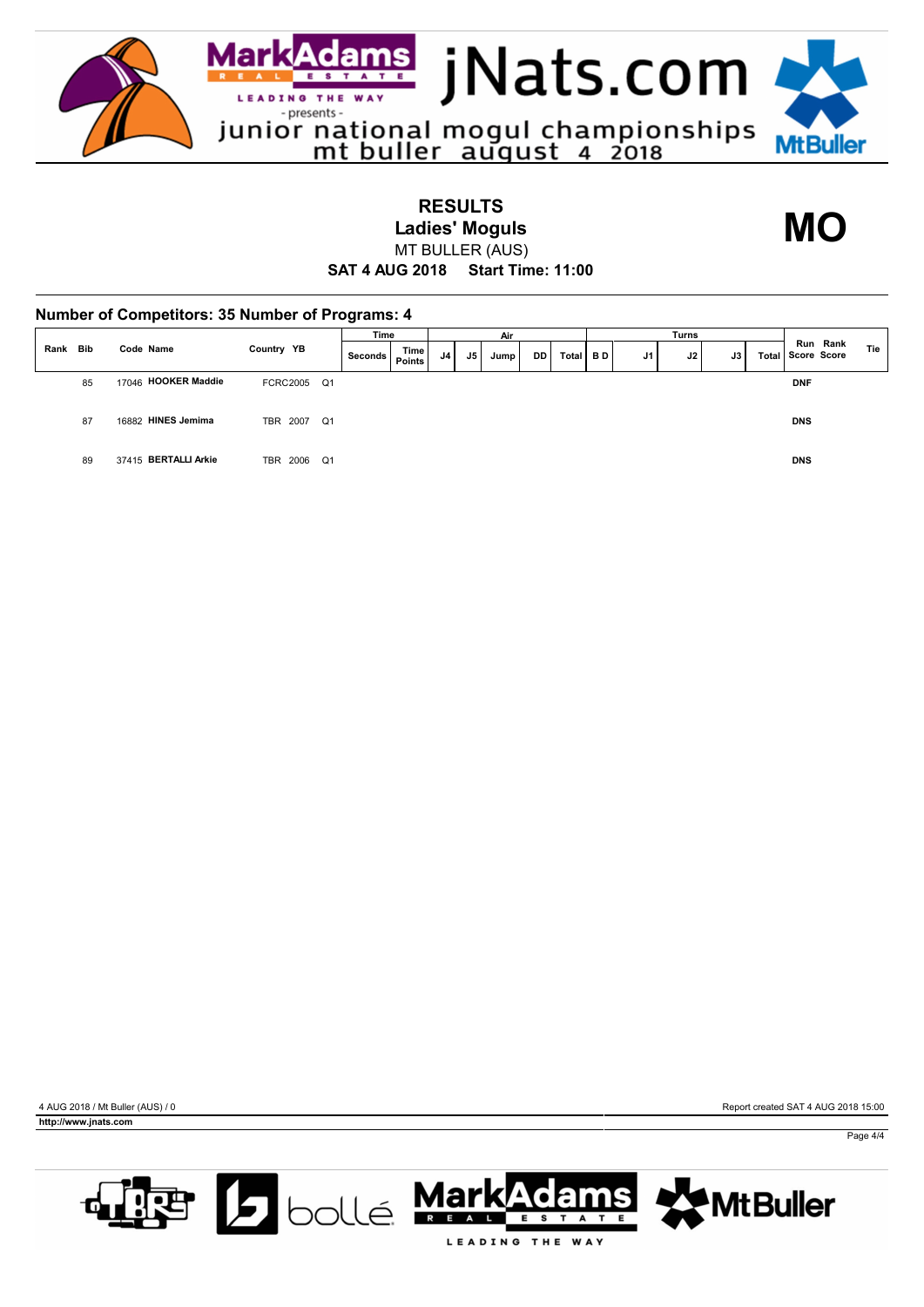junior national mogul championships mt buller august 4 2018

## RESULTS
### Ladies' Moguls
MT BULLER (AUS)

**SAT 4 AUG 2018 Start Time: 11:00**

# MO

**Number of Competitors: 35 Number of Programs: 4**

| Rank | Bib | Code | Name | Country | YB | | Time Seconds | Time Points | Air J4 | Air J5 | Air Jump | Air DD | Air Total | Turns B D | Turns J1 | Turns J2 | Turns J3 | Turns Total | Run Score | Rank Score | Tie |
|---|---|---|---|---|---|---|---|---|---|---|---|---|---|---|---|---|---|---|---|---|---|
| | 85 | 17046 | **HOOKER Maddie** | FCRC | 2005 | Q1 | | | | | | | | | | | | | **DNF** | | |
| | 87 | 16882 | **HINES Jemima** | TBR | 2007 | Q1 | | | | | | | | | | | | | **DNS** | | |
| | 89 | 37415 | **BERTALLI Arkie** | TBR | 2006 | Q1 | | | | | | | | | | | | | **DNS** | | |

4 AUG 2018 / Mt Buller (AUS) / 0

Report created SAT 4 AUG 2018 15:00

**http://www.jnats.com**